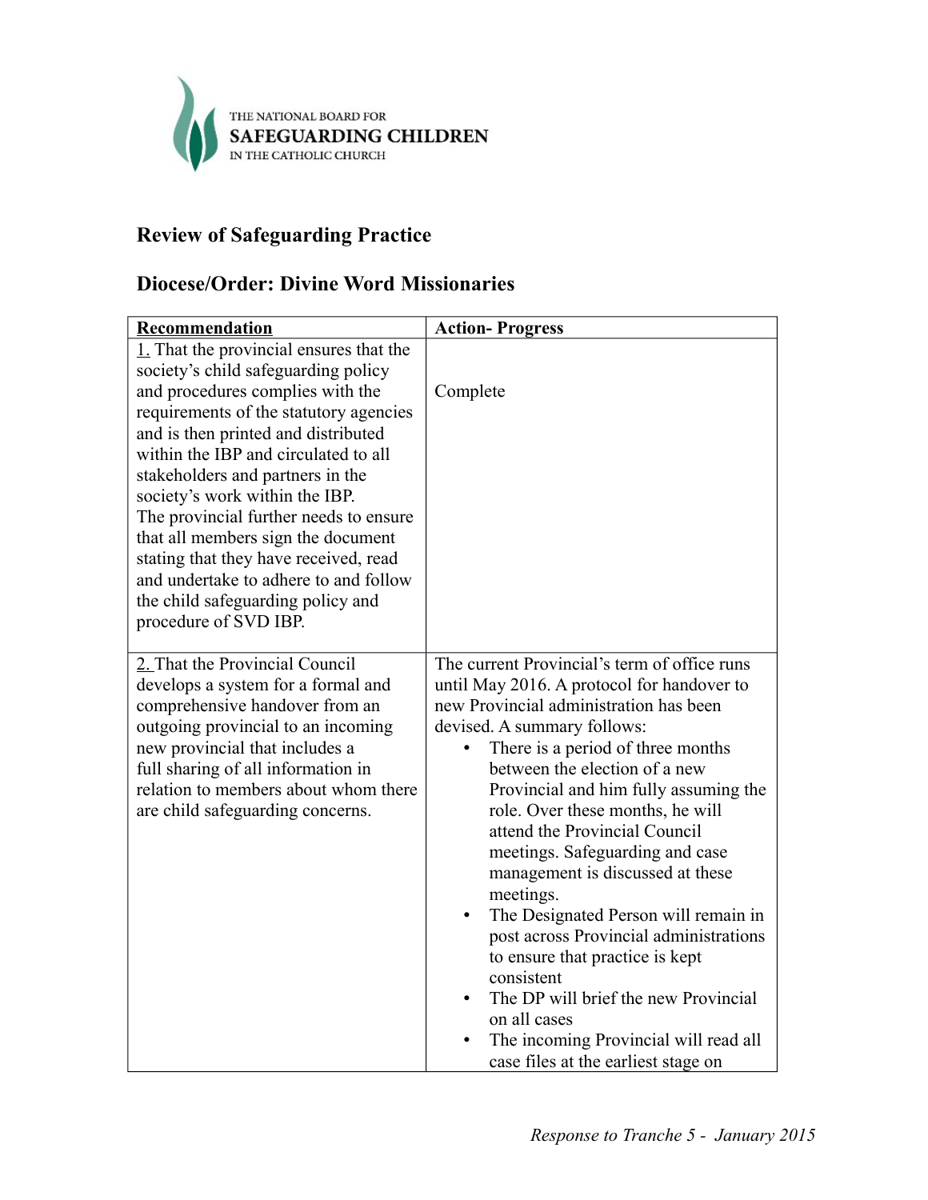THE NATIONAL BOARD FOR
**SAFEGUARDING CHILDREN**
IN THE CATHOLIC CHURCH

## Review of Safeguarding Practice

## Diocese/Order: Divine Word Missionaries

| Recommendation | Action- Progress |
|---|---|
| 1. That the provincial ensures that the society's child safeguarding policy and procedures complies with the requirements of the statutory agencies and is then printed and distributed within the IBP and circulated to all stakeholders and partners in the society's work within the IBP. The provincial further needs to ensure that all members sign the document stating that they have received, read and undertake to adhere to and follow the child safeguarding policy and procedure of SVD IBP. | Complete |
| 2. That the Provincial Council develops a system for a formal and comprehensive handover from an outgoing provincial to an incoming new provincial that includes a full sharing of all information in relation to members about whom there are child safeguarding concerns. | The current Provincial's term of office runs until May 2016. A protocol for handover to new Provincial administration has been devised. A summary follows:<br>• There is a period of three months between the election of a new Provincial and him fully assuming the role. Over these months, he will attend the Provincial Council meetings. Safeguarding and case management is discussed at these meetings.<br>• The Designated Person will remain in post across Provincial administrations to ensure that practice is kept consistent<br>• The DP will brief the new Provincial on all cases<br>• The incoming Provincial will read all case files at the earliest stage on |

*Response to Tranche 5 - January 2015*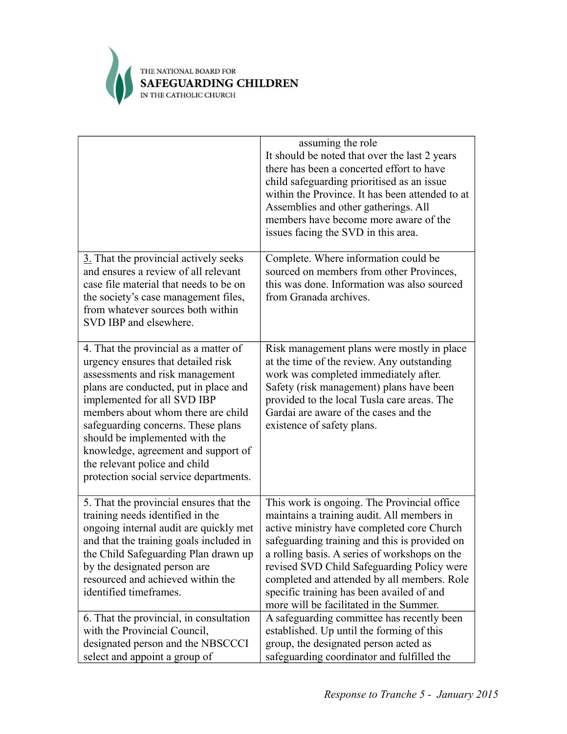| | |
|---|---|
| | assuming the role<br>It should be noted that over the last 2 years there has been a concerted effort to have child safeguarding prioritised as an issue within the Province. It has been attended to at Assemblies and other gatherings. All members have become more aware of the issues facing the SVD in this area. |
| 3. That the provincial actively seeks and ensures a review of all relevant case file material that needs to be on the society's case management files, from whatever sources both within SVD IBP and elsewhere. | Complete. Where information could be sourced on members from other Provinces, this was done. Information was also sourced from Granada archives. |
| 4. That the provincial as a matter of urgency ensures that detailed risk assessments and risk management plans are conducted, put in place and implemented for all SVD IBP members about whom there are child safeguarding concerns. These plans should be implemented with the knowledge, agreement and support of the relevant police and child protection social service departments. | Risk management plans were mostly in place at the time of the review. Any outstanding work was completed immediately after. Safety (risk management) plans have been provided to the local Tusla care areas. The Gardai are aware of the cases and the existence of safety plans. |
| 5. That the provincial ensures that the training needs identified in the ongoing internal audit are quickly met and that the training goals included in the Child Safeguarding Plan drawn up by the designated person are resourced and achieved within the identified timeframes. | This work is ongoing. The Provincial office maintains a training audit. All members in active ministry have completed core Church safeguarding training and this is provided on a rolling basis. A series of workshops on the revised SVD Child Safeguarding Policy were completed and attended by all members. Role specific training has been availed of and more will be facilitated in the Summer. |
| 6. That the provincial, in consultation with the Provincial Council, designated person and the NBSCCCI select and appoint a group of | A safeguarding committee has recently been established. Up until the forming of this group, the designated person acted as safeguarding coordinator and fulfilled the |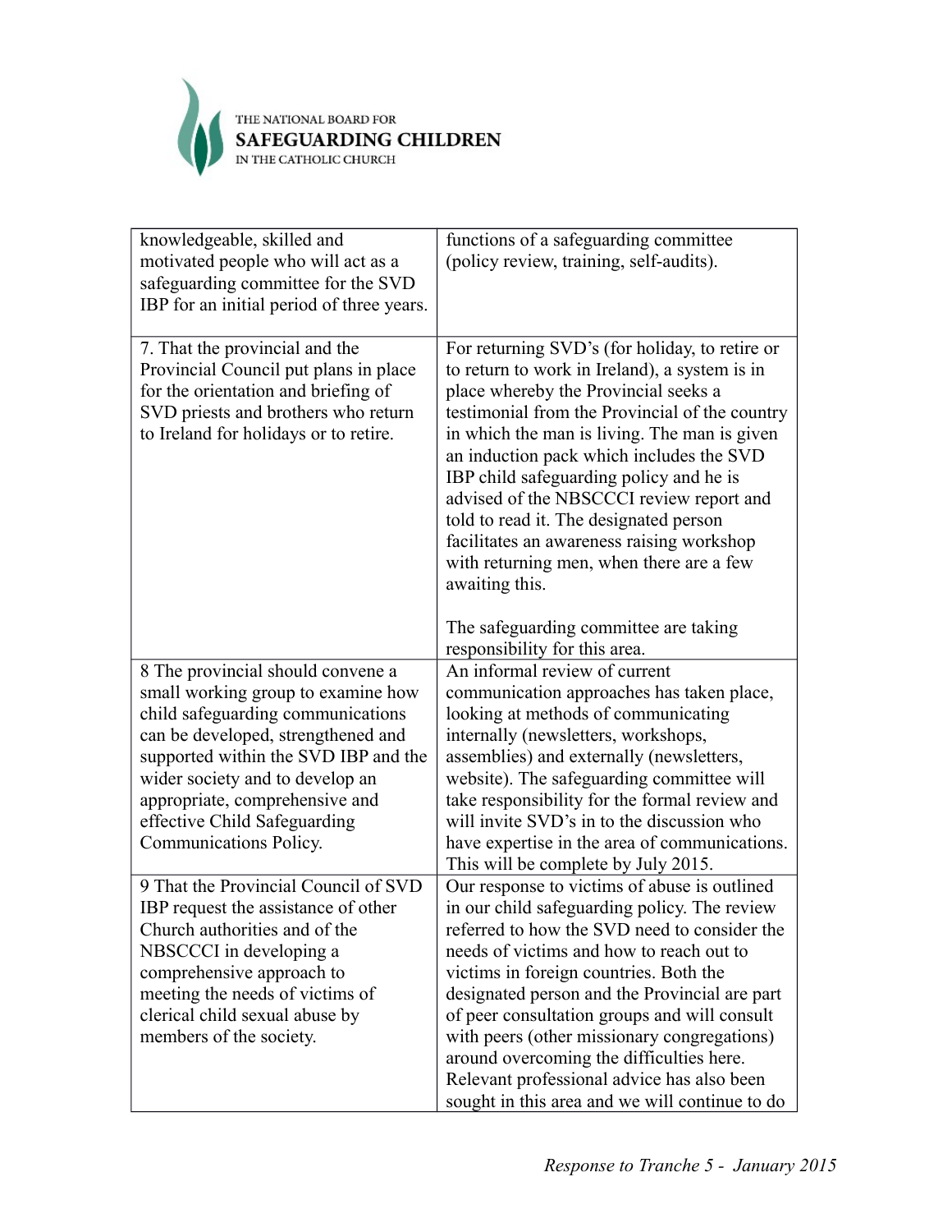| | |
|---|---|
| knowledgeable, skilled and motivated people who will act as a safeguarding committee for the SVD IBP for an initial period of three years. | functions of a safeguarding committee (policy review, training, self-audits). |
| 7. That the provincial and the Provincial Council put plans in place for the orientation and briefing of SVD priests and brothers who return to Ireland for holidays or to retire. | For returning SVD's (for holiday, to retire or to return to work in Ireland), a system is in place whereby the Provincial seeks a testimonial from the Provincial of the country in which the man is living. The man is given an induction pack which includes the SVD IBP child safeguarding policy and he is advised of the NBSCCCI review report and told to read it. The designated person facilitates an awareness raising workshop with returning men, when there are a few awaiting this.<br><br>The safeguarding committee are taking responsibility for this area. |
| 8 The provincial should convene a small working group to examine how child safeguarding communications can be developed, strengthened and supported within the SVD IBP and the wider society and to develop an appropriate, comprehensive and effective Child Safeguarding Communications Policy. | An informal review of current communication approaches has taken place, looking at methods of communicating internally (newsletters, workshops, assemblies) and externally (newsletters, website). The safeguarding committee will take responsibility for the formal review and will invite SVD's in to the discussion who have expertise in the area of communications. This will be complete by July 2015. |
| 9 That the Provincial Council of SVD IBP request the assistance of other Church authorities and of the NBSCCCI in developing a comprehensive approach to meeting the needs of victims of clerical child sexual abuse by members of the society. | Our response to victims of abuse is outlined in our child safeguarding policy. The review referred to how the SVD need to consider the needs of victims and how to reach out to victims in foreign countries. Both the designated person and the Provincial are part of peer consultation groups and will consult with peers (other missionary congregations) around overcoming the difficulties here. Relevant professional advice has also been sought in this area and we will continue to do |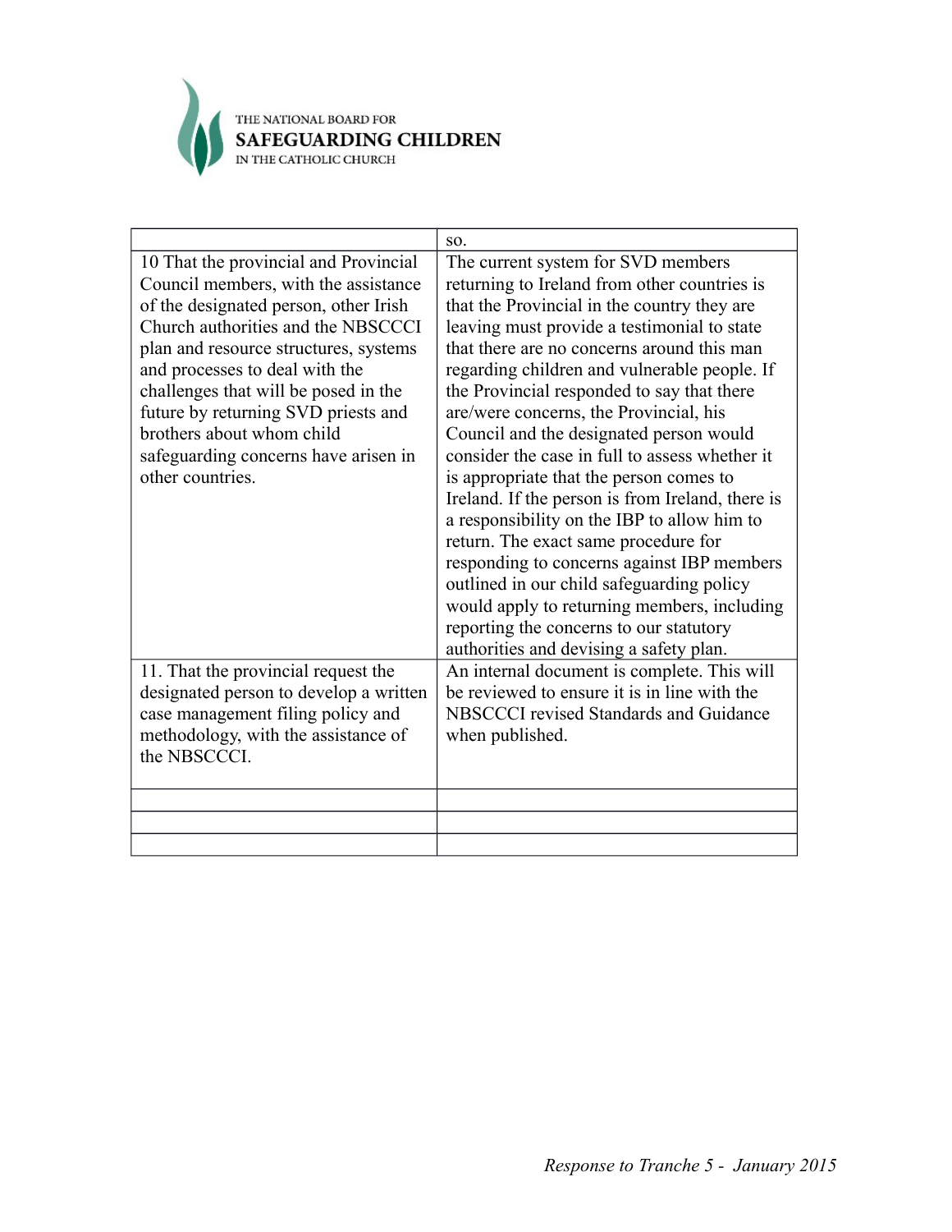| | |
|---|---|
| | so. |
| 10 That the provincial and Provincial Council members, with the assistance of the designated person, other Irish Church authorities and the NBSCCCI plan and resource structures, systems and processes to deal with the challenges that will be posed in the future by returning SVD priests and brothers about whom child safeguarding concerns have arisen in other countries. | The current system for SVD members returning to Ireland from other countries is that the Provincial in the country they are leaving must provide a testimonial to state that there are no concerns around this man regarding children and vulnerable people. If the Provincial responded to say that there are/were concerns, the Provincial, his Council and the designated person would consider the case in full to assess whether it is appropriate that the person comes to Ireland. If the person is from Ireland, there is a responsibility on the IBP to allow him to return. The exact same procedure for responding to concerns against IBP members outlined in our child safeguarding policy would apply to returning members, including reporting the concerns to our statutory authorities and devising a safety plan. |
| 11. That the provincial request the designated person to develop a written case management filing policy and methodology, with the assistance of the NBSCCCI. | An internal document is complete. This will be reviewed to ensure it is in line with the NBSCCCI revised Standards and Guidance when published. |
| | |
| | |
| | |